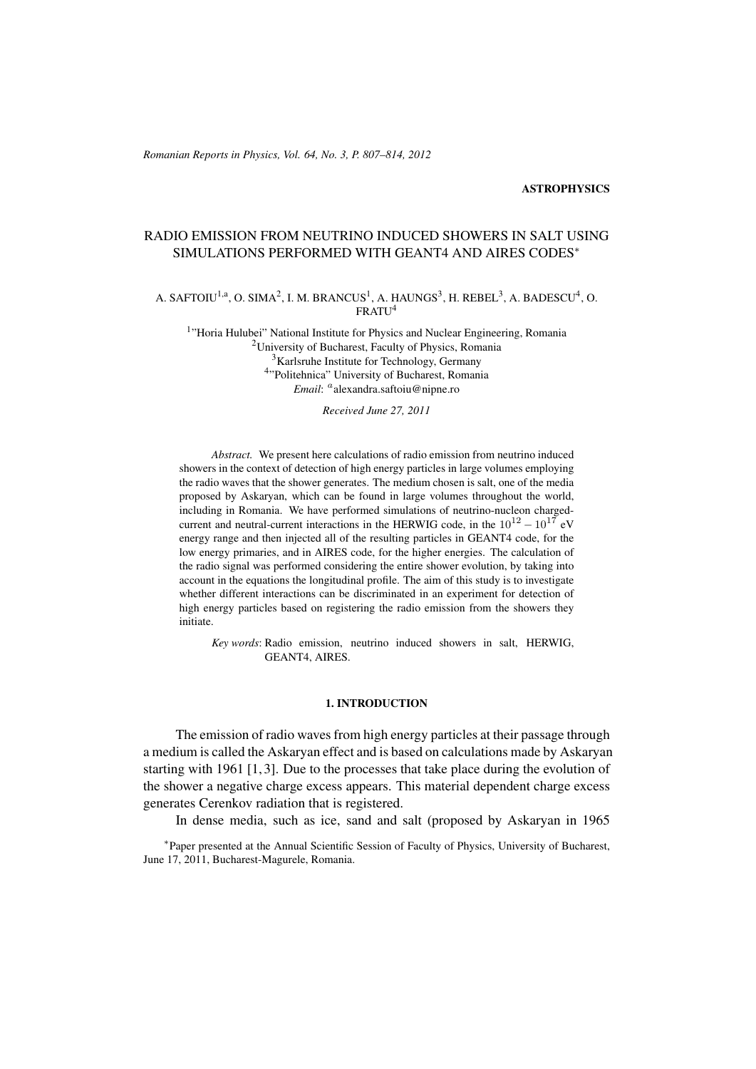**ASTROPHYSICS**

# RADIO EMISSION FROM NEUTRINO INDUCED SHOWERS IN SALT USING SIMULATIONS PERFORMED WITH GEANT4 AND AIRES CODES*

A. SAFTOIU[1,a], O. SIMA[2], I. M. BRANCUS[1], A. HAUNGS[3], H. REBEL[3], A. BADESCU[4], O. FRATU[4]

[1]"Horia Hulubei" National Institute for Physics and Nuclear Engineering, Romania
[2]University of Bucharest, Faculty of Physics, Romania
[3]Karlsruhe Institute for Technology, Germany
[4]"Politehnica" University of Bucharest, Romania
*Email*: [a]alexandra.saftoiu@nipne.ro

*Received June 27, 2011*

*Abstract.* We present here calculations of radio emission from neutrino induced showers in the context of detection of high energy particles in large volumes employing the radio waves that the shower generates. The medium chosen is salt, one of the media proposed by Askaryan, which can be found in large volumes throughout the world, including in Romania. We have performed simulations of neutrino-nucleon charged-current and neutral-current interactions in the HERWIG code, in the $10^{12} - 10^{17}$ eV energy range and then injected all of the resulting particles in GEANT4 code, for the low energy primaries, and in AIRES code, for the higher energies. The calculation of the radio signal was performed considering the entire shower evolution, by taking into account in the equations the longitudinal profile. The aim of this study is to investigate whether different interactions can be discriminated in an experiment for detection of high energy particles based on registering the radio emission from the showers they initiate.

*Key words*: Radio emission, neutrino induced showers in salt, HERWIG, GEANT4, AIRES.

## 1. INTRODUCTION

The emission of radio waves from high energy particles at their passage through a medium is called the Askaryan effect and is based on calculations made by Askaryan starting with 1961 [1, 3]. Due to the processes that take place during the evolution of the shower a negative charge excess appears. This material dependent charge excess generates Cerenkov radiation that is registered.

In dense media, such as ice, sand and salt (proposed by Askaryan in 1965

*Paper presented at the Annual Scientific Session of Faculty of Physics, University of Bucharest, June 17, 2011, Bucharest-Magurele, Romania.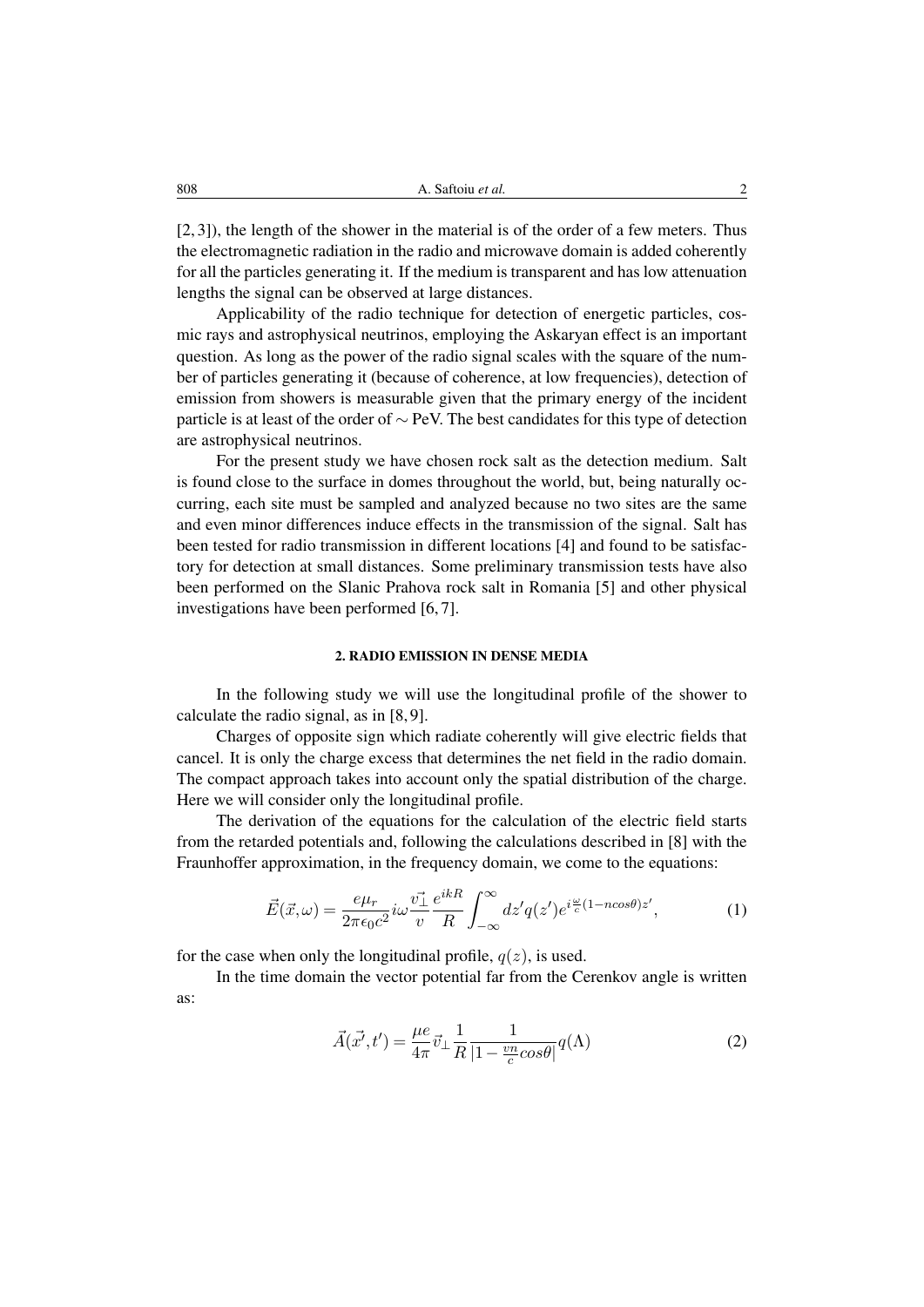[2, 3]), the length of the shower in the material is of the order of a few meters. Thus the electromagnetic radiation in the radio and microwave domain is added coherently for all the particles generating it. If the medium is transparent and has low attenuation lengths the signal can be observed at large distances.

Applicability of the radio technique for detection of energetic particles, cosmic rays and astrophysical neutrinos, employing the Askaryan effect is an important question. As long as the power of the radio signal scales with the square of the number of particles generating it (because of coherence, at low frequencies), detection of emission from showers is measurable given that the primary energy of the incident particle is at least of the order of $\sim$ PeV. The best candidates for this type of detection are astrophysical neutrinos.

For the present study we have chosen rock salt as the detection medium. Salt is found close to the surface in domes throughout the world, but, being naturally occurring, each site must be sampled and analyzed because no two sites are the same and even minor differences induce effects in the transmission of the signal. Salt has been tested for radio transmission in different locations [4] and found to be satisfactory for detection at small distances. Some preliminary transmission tests have also been performed on the Slanic Prahova rock salt in Romania [5] and other physical investigations have been performed [6, 7].

## 2. RADIO EMISSION IN DENSE MEDIA

In the following study we will use the longitudinal profile of the shower to calculate the radio signal, as in [8, 9].

Charges of opposite sign which radiate coherently will give electric fields that cancel. It is only the charge excess that determines the net field in the radio domain. The compact approach takes into account only the spatial distribution of the charge. Here we will consider only the longitudinal profile.

The derivation of the equations for the calculation of the electric field starts from the retarded potentials and, following the calculations described in [8] with the Fraunhoffer approximation, in the frequency domain, we come to the equations:

$$\vec{E}(\vec{x},\omega) = \frac{e\mu_r}{2\pi\epsilon_0 c^2} i\omega \frac{\vec{v_\perp}}{v} \frac{e^{ikR}}{R} \int_{-\infty}^{\infty} dz' q(z') e^{i\frac{\omega}{c}(1-ncos\theta)z'}, \tag{1}$$

for the case when only the longitudinal profile, $q(z)$, is used.

In the time domain the vector potential far from the Cerenkov angle is written as:

$$\vec{A}(\vec{x'},t') = \frac{\mu e}{4\pi} \vec{v}_\perp \frac{1}{R} \frac{1}{|1-\frac{vn}{c}cos\theta|} q(\Lambda) \tag{2}$$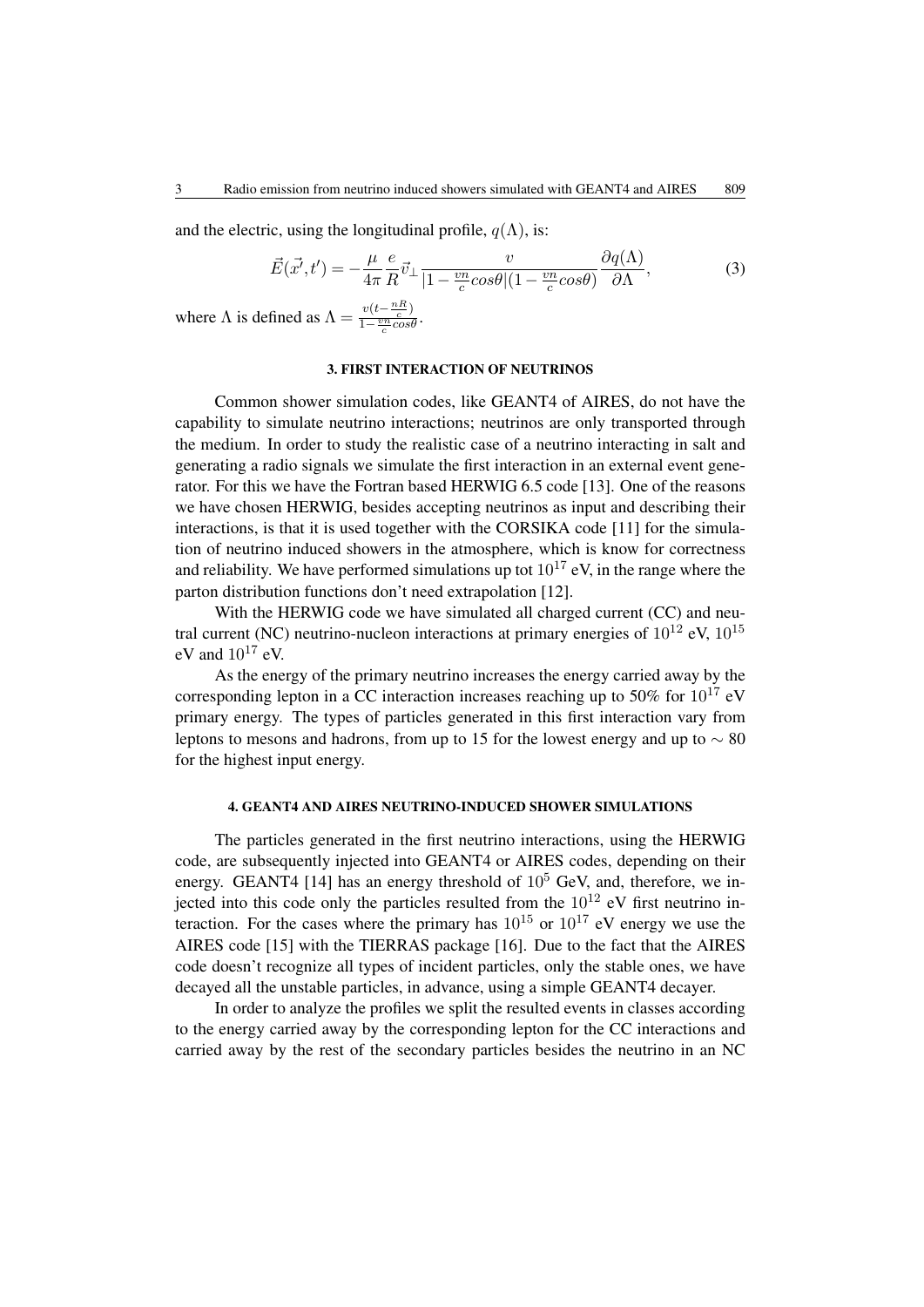and the electric, using the longitudinal profile, $q(\Lambda)$, is:

$$\vec{E}(\vec{x'},t') = -\frac{\mu}{4\pi}\frac{e}{R}\vec{v}_{\perp}\frac{v}{|1-\frac{vn}{c}cos\theta|(1-\frac{vn}{c}cos\theta)}\frac{\partial q(\Lambda)}{\partial \Lambda}, \quad (3)$$

where $\Lambda$ is defined as $\Lambda = \frac{v(t-\frac{nR}{c})}{1-\frac{vn}{c}cos\theta}$.

## 3. FIRST INTERACTION OF NEUTRINOS

Common shower simulation codes, like GEANT4 of AIRES, do not have the capability to simulate neutrino interactions; neutrinos are only transported through the medium. In order to study the realistic case of a neutrino interacting in salt and generating a radio signals we simulate the first interaction in an external event generator. For this we have the Fortran based HERWIG 6.5 code [13]. One of the reasons we have chosen HERWIG, besides accepting neutrinos as input and describing their interactions, is that it is used together with the CORSIKA code [11] for the simulation of neutrino induced showers in the atmosphere, which is know for correctness and reliability. We have performed simulations up tot $10^{17}$ eV, in the range where the parton distribution functions don't need extrapolation [12].

With the HERWIG code we have simulated all charged current (CC) and neutral current (NC) neutrino-nucleon interactions at primary energies of $10^{12}$ eV, $10^{15}$ eV and $10^{17}$ eV.

As the energy of the primary neutrino increases the energy carried away by the corresponding lepton in a CC interaction increases reaching up to 50% for $10^{17}$ eV primary energy. The types of particles generated in this first interaction vary from leptons to mesons and hadrons, from up to 15 for the lowest energy and up to $\sim 80$ for the highest input energy.

## 4. GEANT4 AND AIRES NEUTRINO-INDUCED SHOWER SIMULATIONS

The particles generated in the first neutrino interactions, using the HERWIG code, are subsequently injected into GEANT4 or AIRES codes, depending on their energy. GEANT4 [14] has an energy threshold of $10^5$ GeV, and, therefore, we injected into this code only the particles resulted from the $10^{12}$ eV first neutrino interaction. For the cases where the primary has $10^{15}$ or $10^{17}$ eV energy we use the AIRES code [15] with the TIERRAS package [16]. Due to the fact that the AIRES code doesn't recognize all types of incident particles, only the stable ones, we have decayed all the unstable particles, in advance, using a simple GEANT4 decayer.

In order to analyze the profiles we split the resulted events in classes according to the energy carried away by the corresponding lepton for the CC interactions and carried away by the rest of the secondary particles besides the neutrino in an NC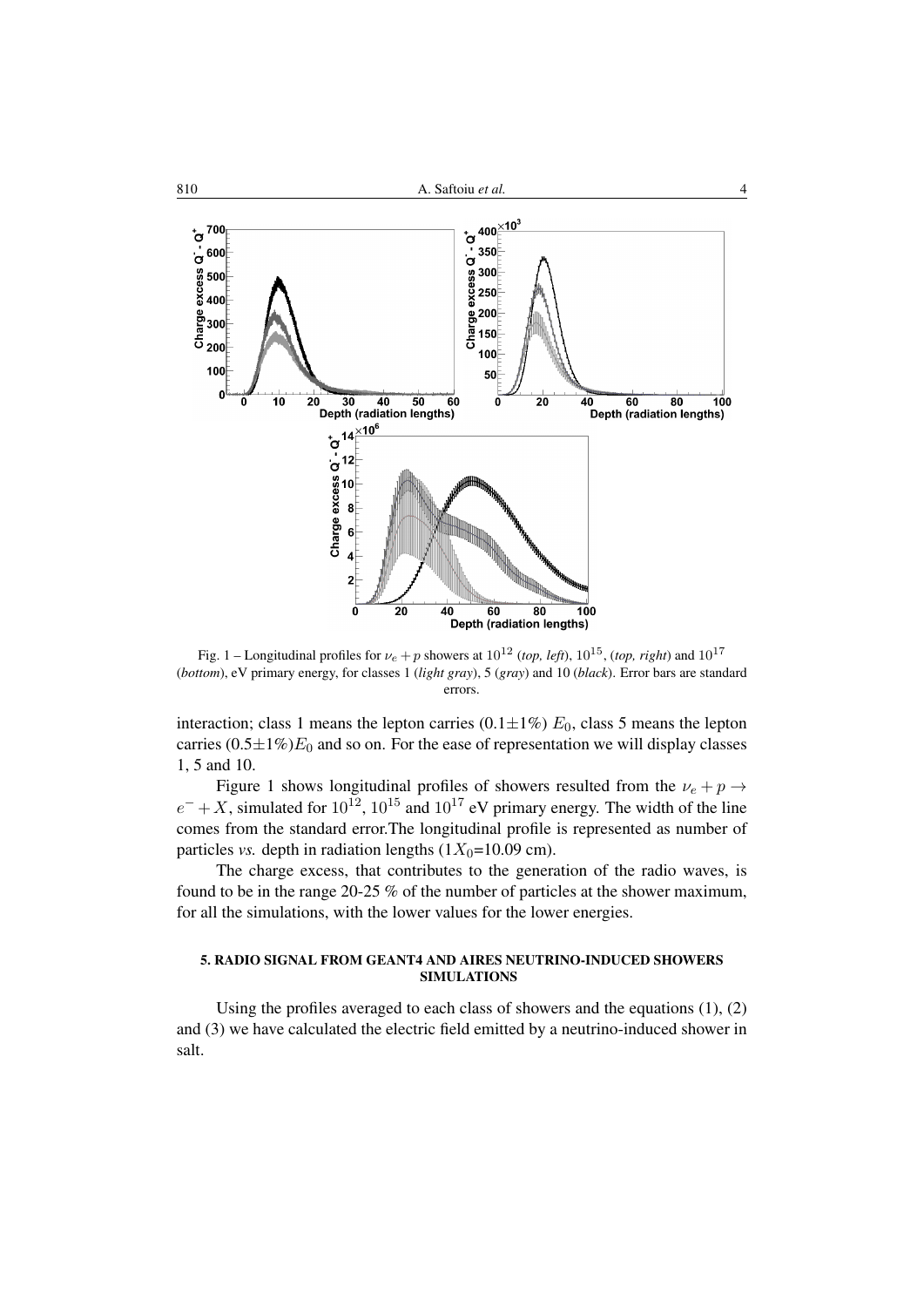Fig. 1 – Longitudinal profiles for $\nu_e + p$ showers at $10^{12}$ (*top, left*), $10^{15}$, (*top, right*) and $10^{17}$ (*bottom*), eV primary energy, for classes 1 (*light gray*), 5 (*gray*) and 10 (*black*). Error bars are standard errors.

interaction; class 1 means the lepton carries (0.1±1%) $E_0$, class 5 means the lepton carries (0.5±1%)$E_0$ and so on. For the ease of representation we will display classes 1, 5 and 10.

Figure 1 shows longitudinal profiles of showers resulted from the $\nu_e + p \rightarrow e^- + X$, simulated for $10^{12}$, $10^{15}$ and $10^{17}$ eV primary energy. The width of the line comes from the standard error.The longitudinal profile is represented as number of particles *vs.* depth in radiation lengths ($1X_0$=10.09 cm).

The charge excess, that contributes to the generation of the radio waves, is found to be in the range 20-25 % of the number of particles at the shower maximum, for all the simulations, with the lower values for the lower energies.

## 5. RADIO SIGNAL FROM GEANT4 AND AIRES NEUTRINO-INDUCED SHOWERS SIMULATIONS

Using the profiles averaged to each class of showers and the equations (1), (2) and (3) we have calculated the electric field emitted by a neutrino-induced shower in salt.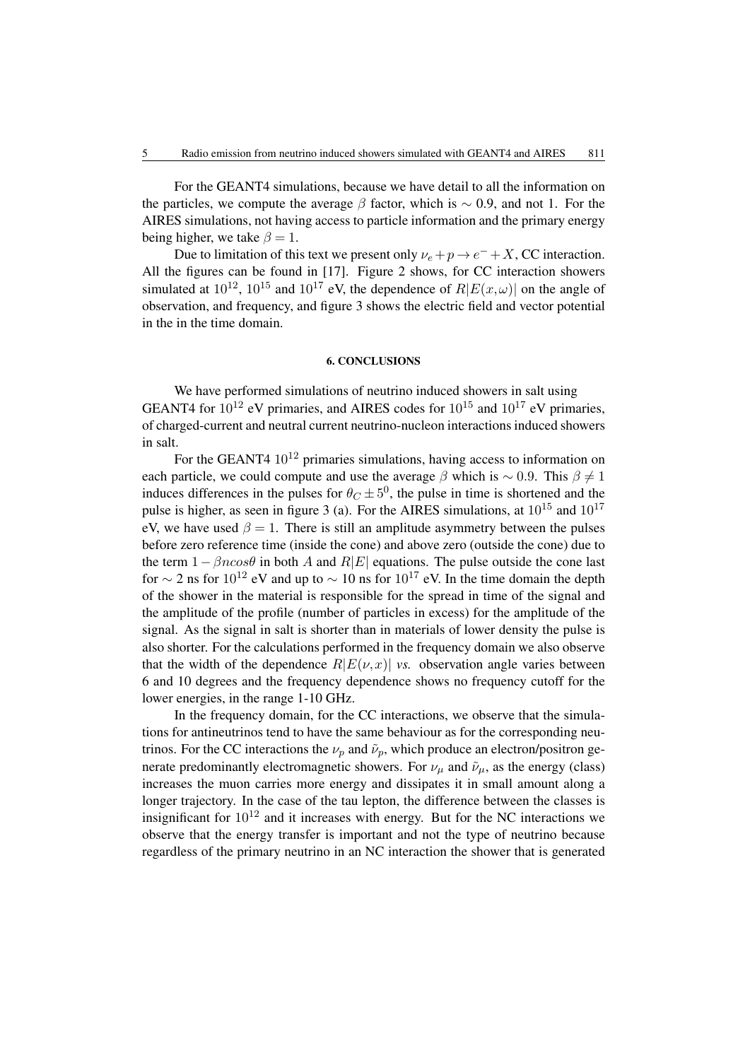For the GEANT4 simulations, because we have detail to all the information on the particles, we compute the average $\beta$ factor, which is $\sim 0.9$, and not 1. For the AIRES simulations, not having access to particle information and the primary energy being higher, we take $\beta = 1$.

Due to limitation of this text we present only $\nu_e + p \rightarrow e^- + X$, CC interaction. All the figures can be found in [17]. Figure 2 shows, for CC interaction showers simulated at $10^{12}$, $10^{15}$ and $10^{17}$ eV, the dependence of $R|E(x,\omega)|$ on the angle of observation, and frequency, and figure 3 shows the electric field and vector potential in the in the time domain.

## 6. CONCLUSIONS

We have performed simulations of neutrino induced showers in salt using GEANT4 for $10^{12}$ eV primaries, and AIRES codes for $10^{15}$ and $10^{17}$ eV primaries, of charged-current and neutral current neutrino-nucleon interactions induced showers in salt.

For the GEANT4 $10^{12}$ primaries simulations, having access to information on each particle, we could compute and use the average $\beta$ which is $\sim 0.9$. This $\beta \neq 1$ induces differences in the pulses for $\theta_C \pm 5^0$, the pulse in time is shortened and the pulse is higher, as seen in figure 3 (a). For the AIRES simulations, at $10^{15}$ and $10^{17}$ eV, we have used $\beta = 1$. There is still an amplitude asymmetry between the pulses before zero reference time (inside the cone) and above zero (outside the cone) due to the term $1 - \beta n cos\theta$ in both $A$ and $R|E|$ equations. The pulse outside the cone last for $\sim 2$ ns for $10^{12}$ eV and up to $\sim 10$ ns for $10^{17}$ eV. In the time domain the depth of the shower in the material is responsible for the spread in time of the signal and the amplitude of the profile (number of particles in excess) for the amplitude of the signal. As the signal in salt is shorter than in materials of lower density the pulse is also shorter. For the calculations performed in the frequency domain we also observe that the width of the dependence $R|E(\nu,x)|$ *vs.* observation angle varies between 6 and 10 degrees and the frequency dependence shows no frequency cutoff for the lower energies, in the range 1-10 GHz.

In the frequency domain, for the CC interactions, we observe that the simulations for antineutrinos tend to have the same behaviour as for the corresponding neutrinos. For the CC interactions the $\nu_p$ and $\tilde{\nu}_p$, which produce an electron/positron generate predominantly electromagnetic showers. For $\nu_\mu$ and $\tilde{\nu}_\mu$, as the energy (class) increases the muon carries more energy and dissipates it in small amount along a longer trajectory. In the case of the tau lepton, the difference between the classes is insignificant for $10^{12}$ and it increases with energy. But for the NC interactions we observe that the energy transfer is important and not the type of neutrino because regardless of the primary neutrino in an NC interaction the shower that is generated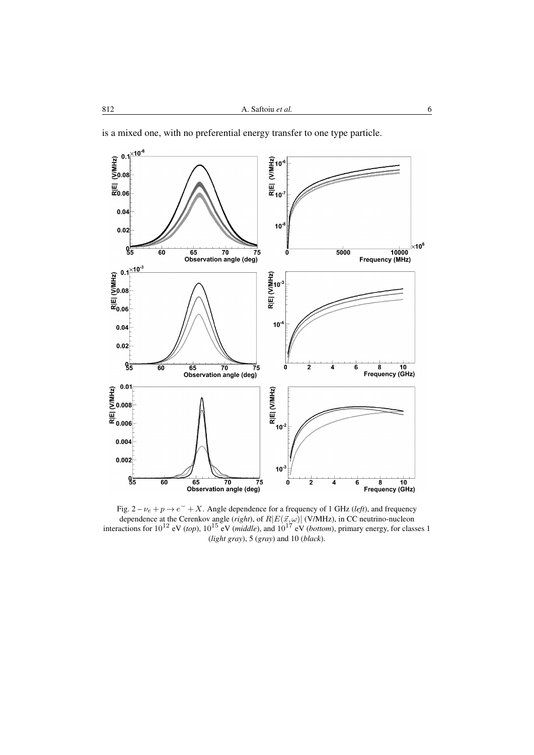is a mixed one, with no preferential energy transfer to one type particle.

Fig. 2 – $\nu_e + p \rightarrow e^- + X$. Angle dependence for a frequency of 1 GHz (*left*), and frequency dependence at the Cerenkov angle (*right*), of $R|E(\vec{x},\omega)|$ (V/MHz), in CC neutrino-nucleon interactions for $10^{12}$ eV (*top*), $10^{15}$ eV (*middle*), and $10^{17}$ eV (*bottom*), primary energy, for classes 1 (*light gray*), 5 (*gray*) and 10 (*black*).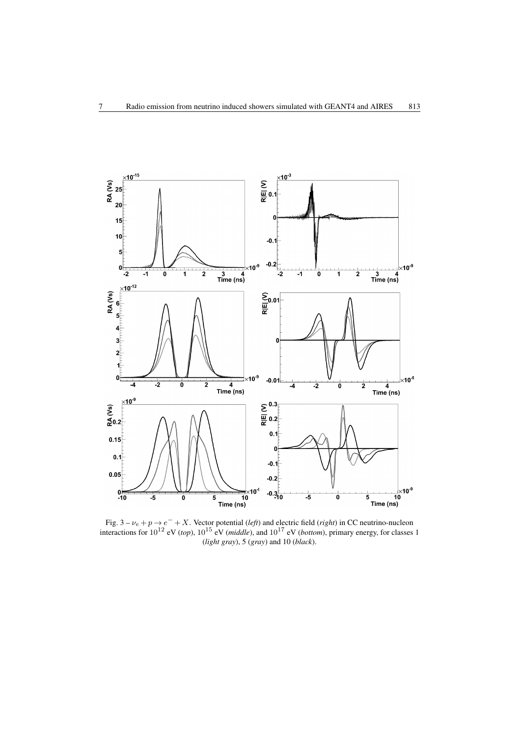Fig. 3 – $\nu_e + p \rightarrow e^- + X$. Vector potential (*left*) and electric field (*right*) in CC neutrino-nucleon interactions for $10^{12}$ eV (*top*), $10^{15}$ eV (*middle*), and $10^{17}$ eV (*bottom*), primary energy, for classes 1 (*light gray*), 5 (*gray*) and 10 (*black*).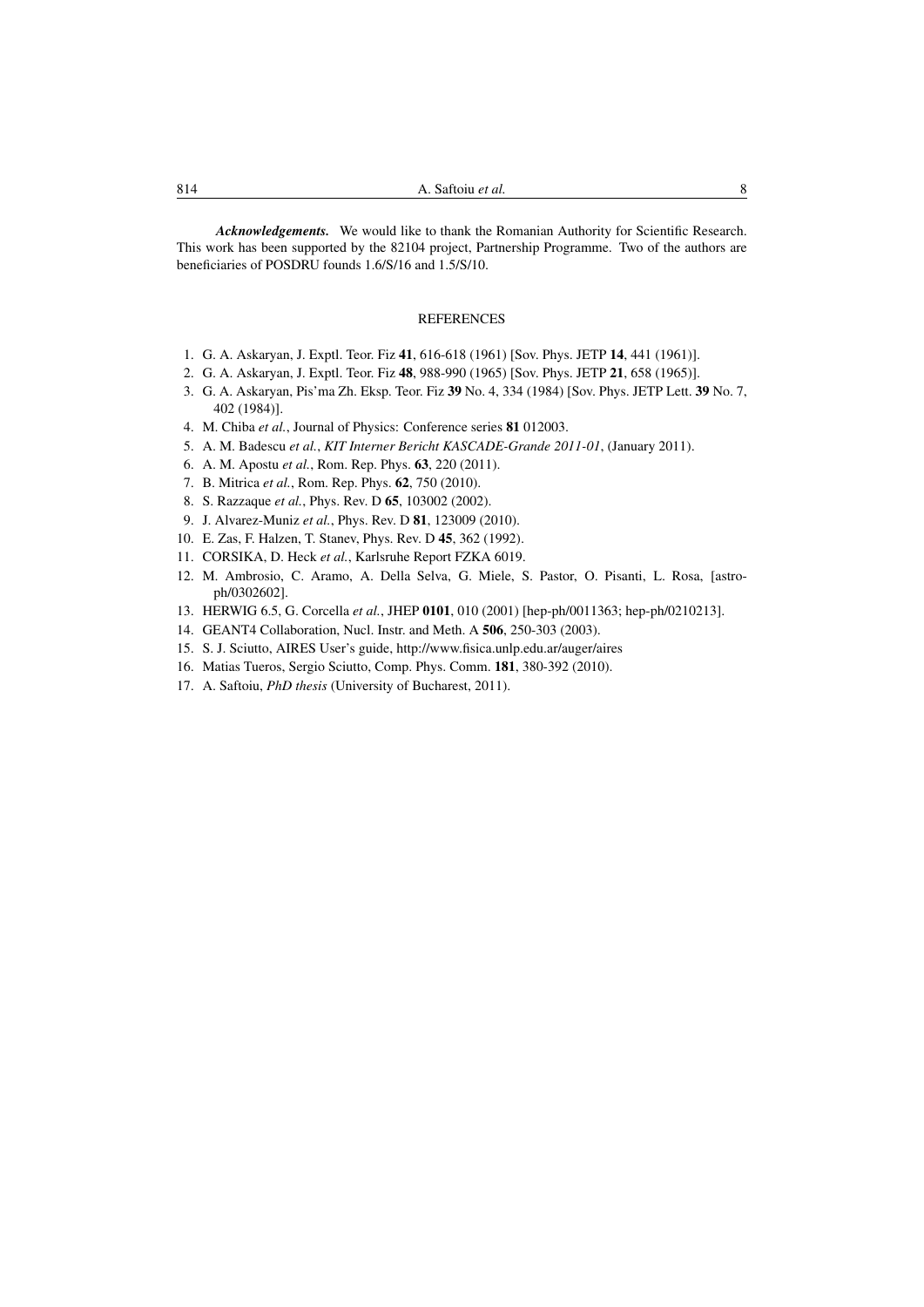***Acknowledgements.*** We would like to thank the Romanian Authority for Scientific Research. This work has been supported by the 82104 project, Partnership Programme. Two of the authors are beneficiaries of POSDRU founds 1.6/S/16 and 1.5/S/10.

## REFERENCES

1. G. A. Askaryan, J. Exptl. Teor. Fiz **41**, 616-618 (1961) [Sov. Phys. JETP **14**, 441 (1961)].
2. G. A. Askaryan, J. Exptl. Teor. Fiz **48**, 988-990 (1965) [Sov. Phys. JETP **21**, 658 (1965)].
3. G. A. Askaryan, Pis'ma Zh. Eksp. Teor. Fiz **39** No. 4, 334 (1984) [Sov. Phys. JETP Lett. **39** No. 7, 402 (1984)].
4. M. Chiba *et al.*, Journal of Physics: Conference series **81** 012003.
5. A. M. Badescu *et al.*, *KIT Interner Bericht KASCADE-Grande 2011-01*, (January 2011).
6. A. M. Apostu *et al.*, Rom. Rep. Phys. **63**, 220 (2011).
7. B. Mitrica *et al.*, Rom. Rep. Phys. **62**, 750 (2010).
8. S. Razzaque *et al.*, Phys. Rev. D **65**, 103002 (2002).
9. J. Alvarez-Muniz *et al.*, Phys. Rev. D **81**, 123009 (2010).
10. E. Zas, F. Halzen, T. Stanev, Phys. Rev. D **45**, 362 (1992).
11. CORSIKA, D. Heck *et al.*, Karlsruhe Report FZKA 6019.
12. M. Ambrosio, C. Aramo, A. Della Selva, G. Miele, S. Pastor, O. Pisanti, L. Rosa, [astro-ph/0302602].
13. HERWIG 6.5, G. Corcella *et al.*, JHEP **0101**, 010 (2001) [hep-ph/0011363; hep-ph/0210213].
14. GEANT4 Collaboration, Nucl. Instr. and Meth. A **506**, 250-303 (2003).
15. S. J. Sciutto, AIRES User's guide, http://www.fisica.unlp.edu.ar/auger/aires
16. Matias Tueros, Sergio Sciutto, Comp. Phys. Comm. **181**, 380-392 (2010).
17. A. Saftoiu, *PhD thesis* (University of Bucharest, 2011).